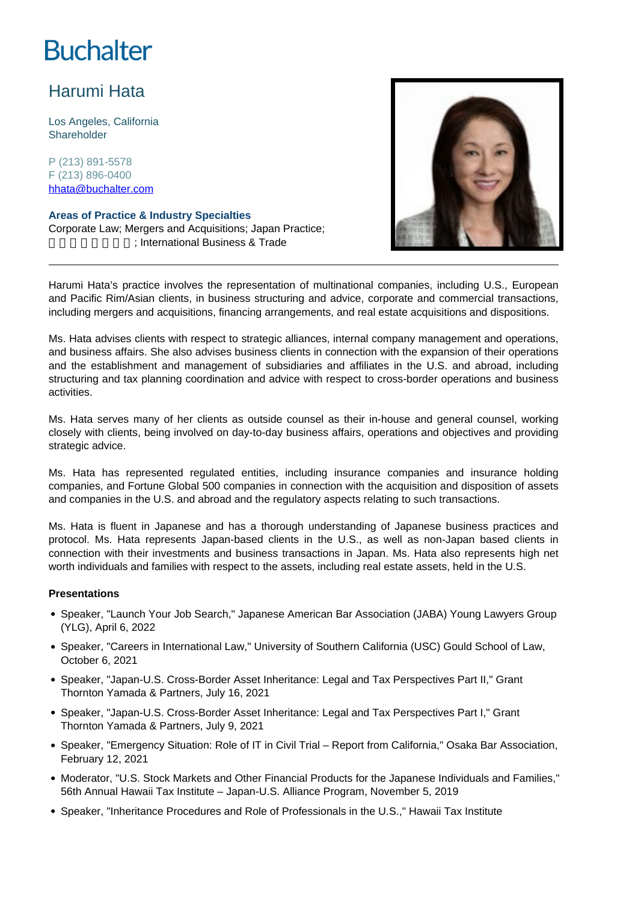Buchalter

# Harumi Hata

Los Angeles, California
Shareholder

P (213) 891-5578
F (213) 896-0400
hhata@buchalter.com

**Areas of Practice & Industry Specialties**
Corporate Law; Mergers and Acquisitions; Japan Practice; □□□□□□□□; International Business & Trade

---

Harumi Hata's practice involves the representation of multinational companies, including U.S., European and Pacific Rim/Asian clients, in business structuring and advice, corporate and commercial transactions, including mergers and acquisitions, financing arrangements, and real estate acquisitions and dispositions.

Ms. Hata advises clients with respect to strategic alliances, internal company management and operations, and business affairs. She also advises business clients in connection with the expansion of their operations and the establishment and management of subsidiaries and affiliates in the U.S. and abroad, including structuring and tax planning coordination and advice with respect to cross-border operations and business activities.

Ms. Hata serves many of her clients as outside counsel as their in-house and general counsel, working closely with clients, being involved on day-to-day business affairs, operations and objectives and providing strategic advice.

Ms. Hata has represented regulated entities, including insurance companies and insurance holding companies, and Fortune Global 500 companies in connection with the acquisition and disposition of assets and companies in the U.S. and abroad and the regulatory aspects relating to such transactions.

Ms. Hata is fluent in Japanese and has a thorough understanding of Japanese business practices and protocol. Ms. Hata represents Japan-based clients in the U.S., as well as non-Japan based clients in connection with their investments and business transactions in Japan. Ms. Hata also represents high net worth individuals and families with respect to the assets, including real estate assets, held in the U.S.

**Presentations**

- Speaker, "Launch Your Job Search," Japanese American Bar Association (JABA) Young Lawyers Group (YLG), April 6, 2022
- Speaker, "Careers in International Law," University of Southern California (USC) Gould School of Law, October 6, 2021
- Speaker, "Japan-U.S. Cross-Border Asset Inheritance: Legal and Tax Perspectives Part II," Grant Thornton Yamada & Partners, July 16, 2021
- Speaker, "Japan-U.S. Cross-Border Asset Inheritance: Legal and Tax Perspectives Part I," Grant Thornton Yamada & Partners, July 9, 2021
- Speaker, "Emergency Situation: Role of IT in Civil Trial – Report from California," Osaka Bar Association, February 12, 2021
- Moderator, "U.S. Stock Markets and Other Financial Products for the Japanese Individuals and Families," 56th Annual Hawaii Tax Institute – Japan-U.S. Alliance Program, November 5, 2019
- Speaker, "Inheritance Procedures and Role of Professionals in the U.S.," Hawaii Tax Institute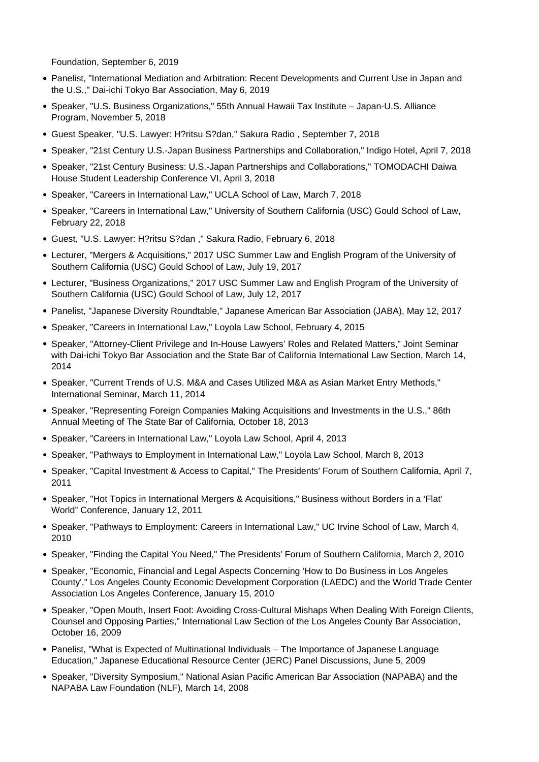Foundation, September 6, 2019

- Panelist, "International Mediation and Arbitration: Recent Developments and Current Use in Japan and the U.S.," Dai-ichi Tokyo Bar Association, May 6, 2019
- Speaker, "U.S. Business Organizations," 55th Annual Hawaii Tax Institute – Japan-U.S. Alliance Program, November 5, 2018
- Guest Speaker, "U.S. Lawyer: H?ritsu S?dan," Sakura Radio , September 7, 2018
- Speaker, "21st Century U.S.-Japan Business Partnerships and Collaboration," Indigo Hotel, April 7, 2018
- Speaker, "21st Century Business: U.S.-Japan Partnerships and Collaborations," TOMODACHI Daiwa House Student Leadership Conference VI, April 3, 2018
- Speaker, "Careers in International Law," UCLA School of Law, March 7, 2018
- Speaker, "Careers in International Law," University of Southern California (USC) Gould School of Law, February 22, 2018
- Guest, "U.S. Lawyer: H?ritsu S?dan ," Sakura Radio, February 6, 2018
- Lecturer, "Mergers & Acquisitions," 2017 USC Summer Law and English Program of the University of Southern California (USC) Gould School of Law, July 19, 2017
- Lecturer, "Business Organizations," 2017 USC Summer Law and English Program of the University of Southern California (USC) Gould School of Law, July 12, 2017
- Panelist, "Japanese Diversity Roundtable," Japanese American Bar Association (JABA), May 12, 2017
- Speaker, "Careers in International Law," Loyola Law School, February 4, 2015
- Speaker, "Attorney-Client Privilege and In-House Lawyers' Roles and Related Matters," Joint Seminar with Dai-ichi Tokyo Bar Association and the State Bar of California International Law Section, March 14, 2014
- Speaker, "Current Trends of U.S. M&A and Cases Utilized M&A as Asian Market Entry Methods," International Seminar, March 11, 2014
- Speaker, "Representing Foreign Companies Making Acquisitions and Investments in the U.S.," 86th Annual Meeting of The State Bar of California, October 18, 2013
- Speaker, "Careers in International Law," Loyola Law School, April 4, 2013
- Speaker, "Pathways to Employment in International Law," Loyola Law School, March 8, 2013
- Speaker, "Capital Investment & Access to Capital," The Presidents' Forum of Southern California, April 7, 2011
- Speaker, "Hot Topics in International Mergers & Acquisitions," Business without Borders in a 'Flat' World" Conference, January 12, 2011
- Speaker, "Pathways to Employment: Careers in International Law," UC Irvine School of Law, March 4, 2010
- Speaker, "Finding the Capital You Need," The Presidents' Forum of Southern California, March 2, 2010
- Speaker, "Economic, Financial and Legal Aspects Concerning 'How to Do Business in Los Angeles County'," Los Angeles County Economic Development Corporation (LAEDC) and the World Trade Center Association Los Angeles Conference, January 15, 2010
- Speaker, "Open Mouth, Insert Foot: Avoiding Cross-Cultural Mishaps When Dealing With Foreign Clients, Counsel and Opposing Parties," International Law Section of the Los Angeles County Bar Association, October 16, 2009
- Panelist, "What is Expected of Multinational Individuals – The Importance of Japanese Language Education," Japanese Educational Resource Center (JERC) Panel Discussions, June 5, 2009
- Speaker, "Diversity Symposium," National Asian Pacific American Bar Association (NAPABA) and the NAPABA Law Foundation (NLF), March 14, 2008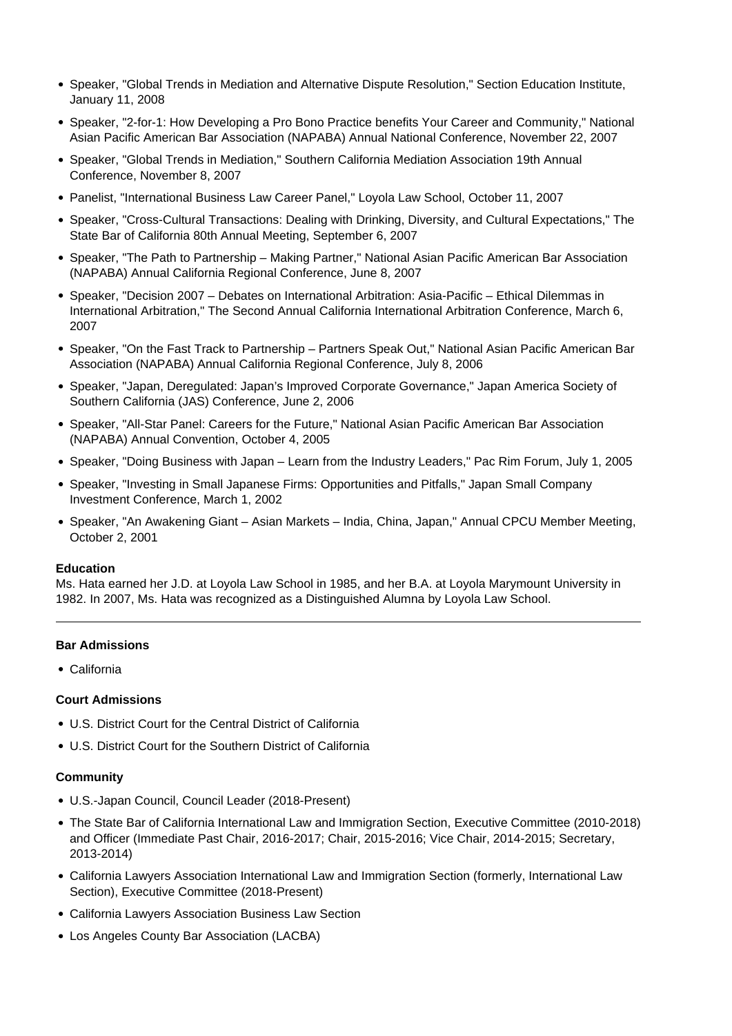- Speaker, "Global Trends in Mediation and Alternative Dispute Resolution," Section Education Institute, January 11, 2008
- Speaker, "2-for-1: How Developing a Pro Bono Practice benefits Your Career and Community," National Asian Pacific American Bar Association (NAPABA) Annual National Conference, November 22, 2007
- Speaker, "Global Trends in Mediation," Southern California Mediation Association 19th Annual Conference, November 8, 2007
- Panelist, "International Business Law Career Panel," Loyola Law School, October 11, 2007
- Speaker, "Cross-Cultural Transactions: Dealing with Drinking, Diversity, and Cultural Expectations," The State Bar of California 80th Annual Meeting, September 6, 2007
- Speaker, "The Path to Partnership – Making Partner," National Asian Pacific American Bar Association (NAPABA) Annual California Regional Conference, June 8, 2007
- Speaker, "Decision 2007 – Debates on International Arbitration: Asia-Pacific – Ethical Dilemmas in International Arbitration," The Second Annual California International Arbitration Conference, March 6, 2007
- Speaker, "On the Fast Track to Partnership – Partners Speak Out," National Asian Pacific American Bar Association (NAPABA) Annual California Regional Conference, July 8, 2006
- Speaker, "Japan, Deregulated: Japan's Improved Corporate Governance," Japan America Society of Southern California (JAS) Conference, June 2, 2006
- Speaker, "All-Star Panel: Careers for the Future," National Asian Pacific American Bar Association (NAPABA) Annual Convention, October 4, 2005
- Speaker, "Doing Business with Japan – Learn from the Industry Leaders," Pac Rim Forum, July 1, 2005
- Speaker, "Investing in Small Japanese Firms: Opportunities and Pitfalls," Japan Small Company Investment Conference, March 1, 2002
- Speaker, "An Awakening Giant – Asian Markets – India, China, Japan," Annual CPCU Member Meeting, October 2, 2001

**Education**

Ms. Hata earned her J.D. at Loyola Law School in 1985, and her B.A. at Loyola Marymount University in 1982. In 2007, Ms. Hata was recognized as a Distinguished Alumna by Loyola Law School.

---

**Bar Admissions**

- California

**Court Admissions**

- U.S. District Court for the Central District of California
- U.S. District Court for the Southern District of California

**Community**

- U.S.-Japan Council, Council Leader (2018-Present)
- The State Bar of California International Law and Immigration Section, Executive Committee (2010-2018) and Officer (Immediate Past Chair, 2016-2017; Chair, 2015-2016; Vice Chair, 2014-2015; Secretary, 2013-2014)
- California Lawyers Association International Law and Immigration Section (formerly, International Law Section), Executive Committee (2018-Present)
- California Lawyers Association Business Law Section
- Los Angeles County Bar Association (LACBA)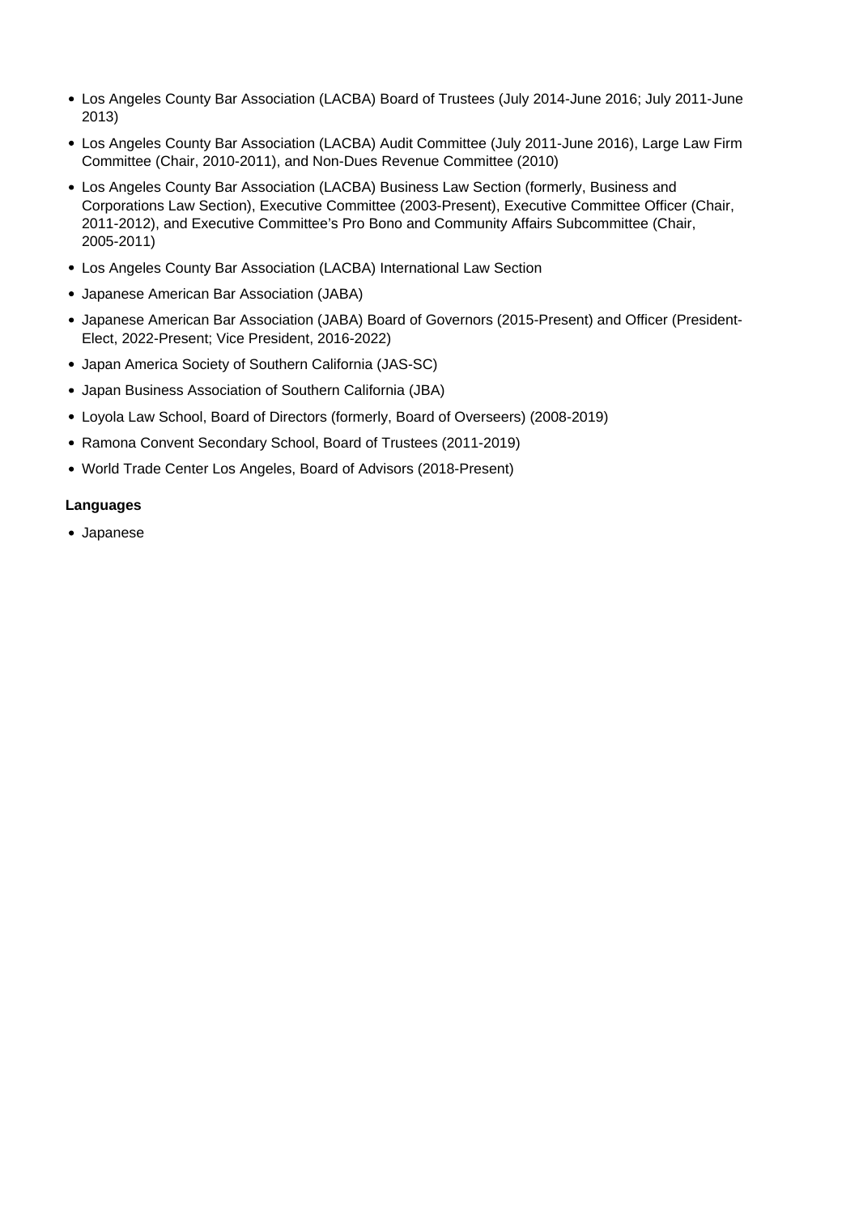- Los Angeles County Bar Association (LACBA) Board of Trustees (July 2014-June 2016; July 2011-June 2013)
- Los Angeles County Bar Association (LACBA) Audit Committee (July 2011-June 2016), Large Law Firm Committee (Chair, 2010-2011), and Non-Dues Revenue Committee (2010)
- Los Angeles County Bar Association (LACBA) Business Law Section (formerly, Business and Corporations Law Section), Executive Committee (2003-Present), Executive Committee Officer (Chair, 2011-2012), and Executive Committee's Pro Bono and Community Affairs Subcommittee (Chair, 2005-2011)
- Los Angeles County Bar Association (LACBA) International Law Section
- Japanese American Bar Association (JABA)
- Japanese American Bar Association (JABA) Board of Governors (2015-Present) and Officer (President-Elect, 2022-Present; Vice President, 2016-2022)
- Japan America Society of Southern California (JAS-SC)
- Japan Business Association of Southern California (JBA)
- Loyola Law School, Board of Directors (formerly, Board of Overseers) (2008-2019)
- Ramona Convent Secondary School, Board of Trustees (2011-2019)
- World Trade Center Los Angeles, Board of Advisors (2018-Present)

**Languages**

- Japanese